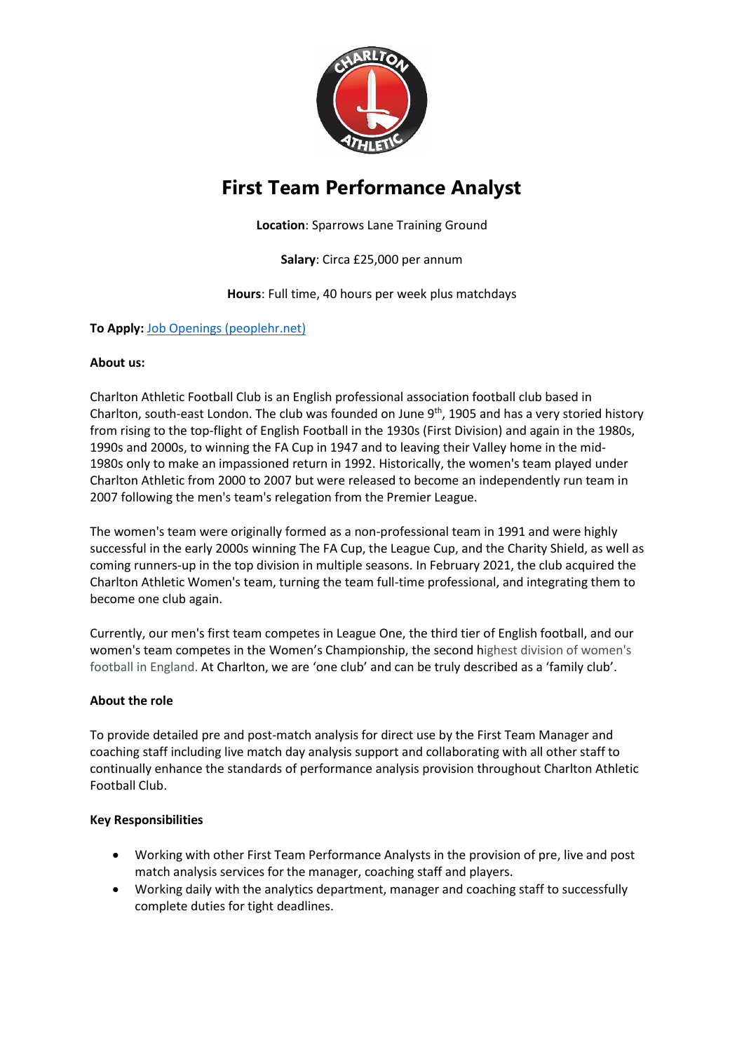# First Team Performance Analyst

**Location**: Sparrows Lane Training Ground

**Salary**: Circa £25,000 per annum

**Hours**: Full time, 40 hours per week plus matchdays

**To Apply:** Job Openings (peoplehr.net)

**About us:**

Charlton Athletic Football Club is an English professional association football club based in Charlton, south-east London. The club was founded on June 9th, 1905 and has a very storied history from rising to the top-flight of English Football in the 1930s (First Division) and again in the 1980s, 1990s and 2000s, to winning the FA Cup in 1947 and to leaving their Valley home in the mid-1980s only to make an impassioned return in 1992. Historically, the women's team played under Charlton Athletic from 2000 to 2007 but were released to become an independently run team in 2007 following the men's team's relegation from the Premier League.

The women's team were originally formed as a non-professional team in 1991 and were highly successful in the early 2000s winning The FA Cup, the League Cup, and the Charity Shield, as well as coming runners-up in the top division in multiple seasons. In February 2021, the club acquired the Charlton Athletic Women's team, turning the team full-time professional, and integrating them to become one club again.

Currently, our men's first team competes in League One, the third tier of English football, and our women's team competes in the Women's Championship, the second highest division of women's football in England. At Charlton, we are 'one club' and can be truly described as a 'family club'.

**About the role**

To provide detailed pre and post-match analysis for direct use by the First Team Manager and coaching staff including live match day analysis support and collaborating with all other staff to continually enhance the standards of performance analysis provision throughout Charlton Athletic Football Club.

**Key Responsibilities**

- Working with other First Team Performance Analysts in the provision of pre, live and post match analysis services for the manager, coaching staff and players.
- Working daily with the analytics department, manager and coaching staff to successfully complete duties for tight deadlines.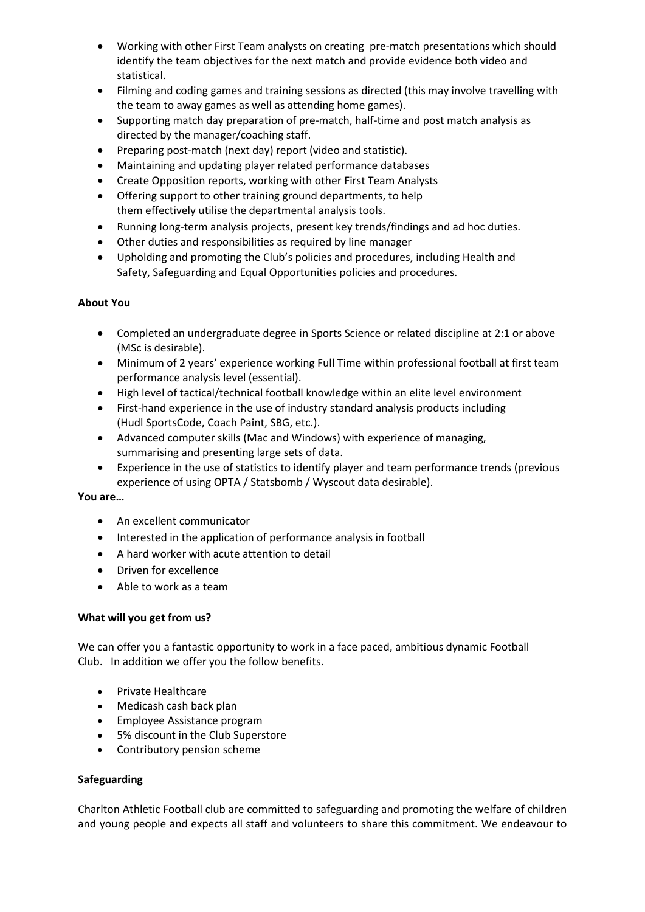- Working with other First Team analysts on creating  pre-match presentations which should identify the team objectives for the next match and provide evidence both video and statistical.
- Filming and coding games and training sessions as directed (this may involve travelling with the team to away games as well as attending home games).
- Supporting match day preparation of pre-match, half-time and post match analysis as directed by the manager/coaching staff.
- Preparing post-match (next day) report (video and statistic).
- Maintaining and updating player related performance databases
- Create Opposition reports, working with other First Team Analysts
- Offering support to other training ground departments, to help them effectively utilise the departmental analysis tools.
- Running long-term analysis projects, present key trends/findings and ad hoc duties.
- Other duties and responsibilities as required by line manager
- Upholding and promoting the Club's policies and procedures, including Health and Safety, Safeguarding and Equal Opportunities policies and procedures.

**About You**

- Completed an undergraduate degree in Sports Science or related discipline at 2:1 or above (MSc is desirable).
- Minimum of 2 years' experience working Full Time within professional football at first team performance analysis level (essential).
- High level of tactical/technical football knowledge within an elite level environment
- First-hand experience in the use of industry standard analysis products including (Hudl SportsCode, Coach Paint, SBG, etc.).
- Advanced computer skills (Mac and Windows) with experience of managing, summarising and presenting large sets of data.
- Experience in the use of statistics to identify player and team performance trends (previous experience of using OPTA / Statsbomb / Wyscout data desirable).

**You are…**

- An excellent communicator
- Interested in the application of performance analysis in football
- A hard worker with acute attention to detail
- Driven for excellence
- Able to work as a team

**What will you get from us?**

We can offer you a fantastic opportunity to work in a face paced, ambitious dynamic Football Club.   In addition we offer you the follow benefits.

- Private Healthcare
- Medicash cash back plan
- Employee Assistance program
- 5% discount in the Club Superstore
- Contributory pension scheme

**Safeguarding**

Charlton Athletic Football club are committed to safeguarding and promoting the welfare of children and young people and expects all staff and volunteers to share this commitment. We endeavour to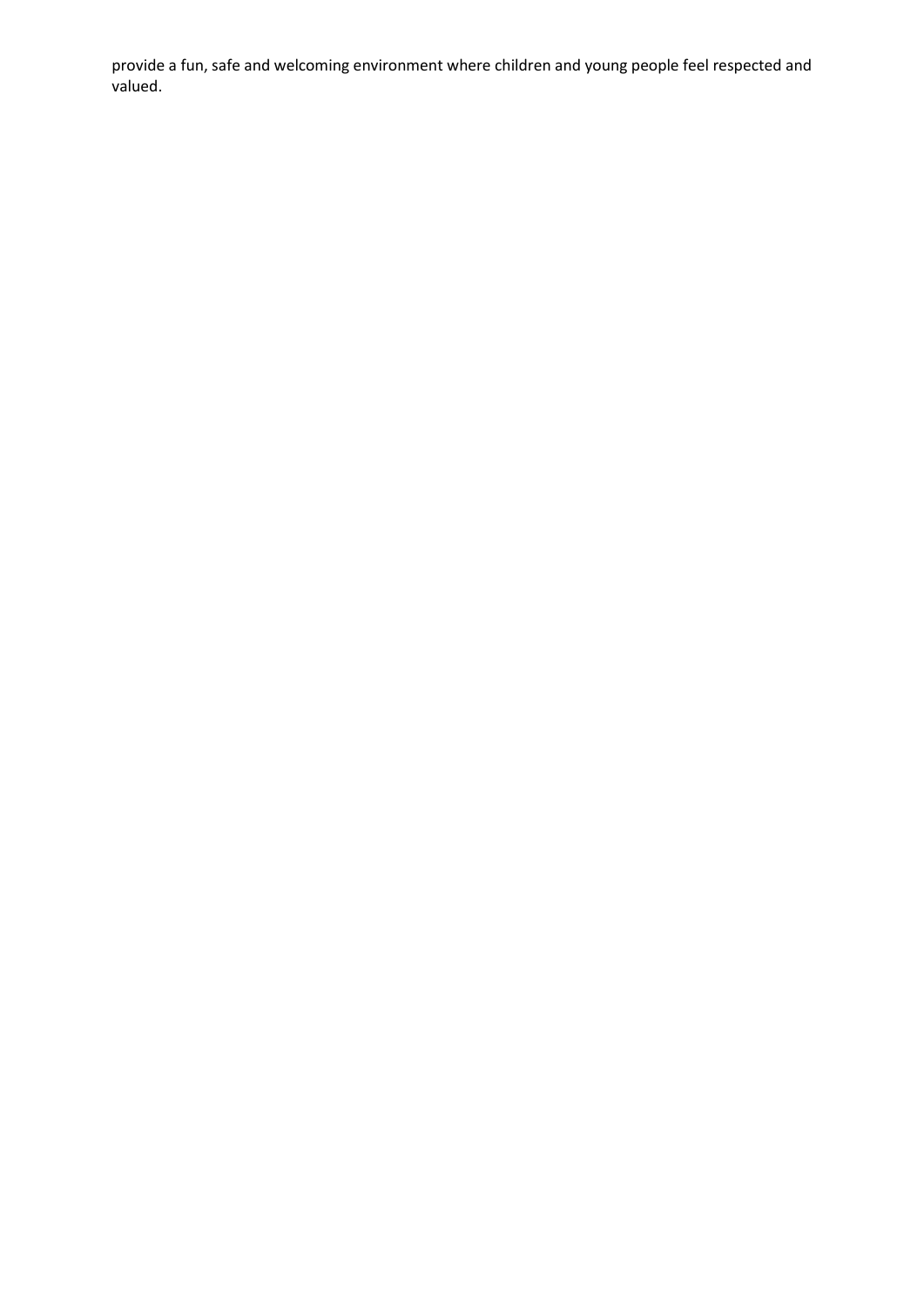provide a fun, safe and welcoming environment where children and young people feel respected and valued.